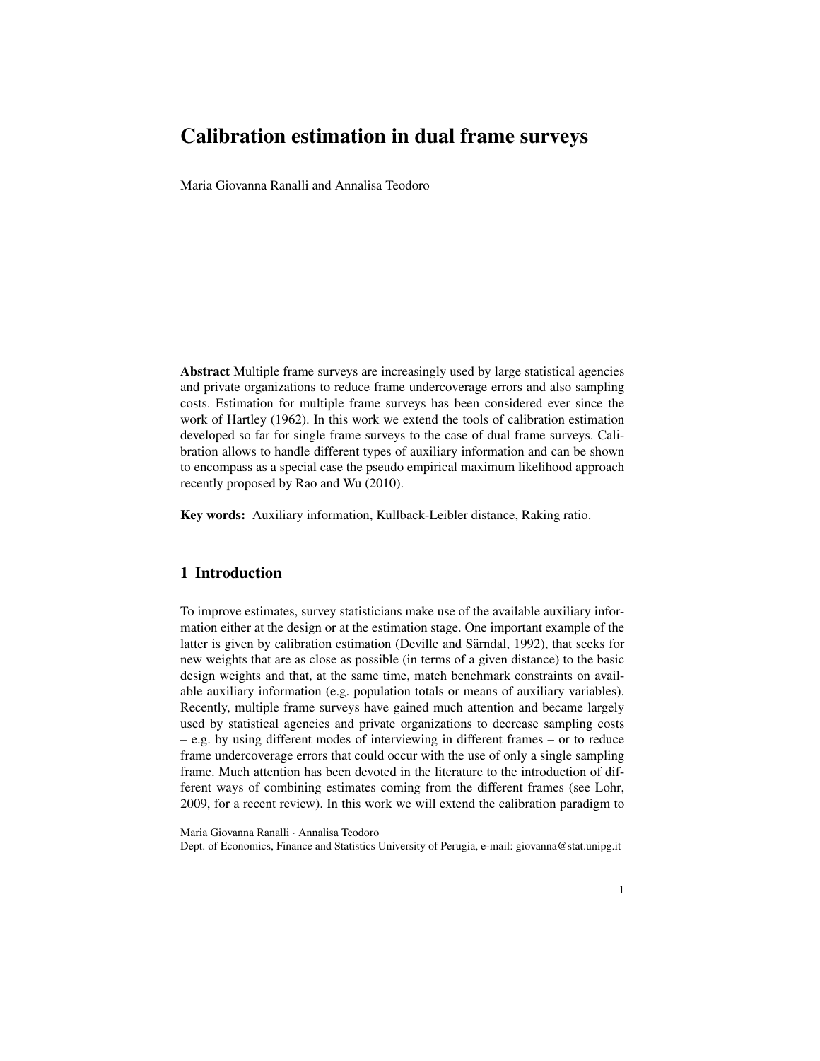# Calibration estimation in dual frame surveys

Maria Giovanna Ranalli and Annalisa Teodoro

**Abstract** Multiple frame surveys are increasingly used by large statistical agencies and private organizations to reduce frame undercoverage errors and also sampling costs. Estimation for multiple frame surveys has been considered ever since the work of Hartley (1962). In this work we extend the tools of calibration estimation developed so far for single frame surveys to the case of dual frame surveys. Calibration allows to handle different types of auxiliary information and can be shown to encompass as a special case the pseudo empirical maximum likelihood approach recently proposed by Rao and Wu (2010).

**Key words:** Auxiliary information, Kullback-Leibler distance, Raking ratio.

## 1 Introduction

To improve estimates, survey statisticians make use of the available auxiliary information either at the design or at the estimation stage. One important example of the latter is given by calibration estimation (Deville and Särndal, 1992), that seeks for new weights that are as close as possible (in terms of a given distance) to the basic design weights and that, at the same time, match benchmark constraints on available auxiliary information (e.g. population totals or means of auxiliary variables). Recently, multiple frame surveys have gained much attention and became largely used by statistical agencies and private organizations to decrease sampling costs – e.g. by using different modes of interviewing in different frames – or to reduce frame undercoverage errors that could occur with the use of only a single sampling frame. Much attention has been devoted in the literature to the introduction of different ways of combining estimates coming from the different frames (see Lohr, 2009, for a recent review). In this work we will extend the calibration paradigm to

---

Maria Giovanna Ranalli · Annalisa Teodoro
Dept. of Economics, Finance and Statistics University of Perugia, e-mail: giovanna@stat.unipg.it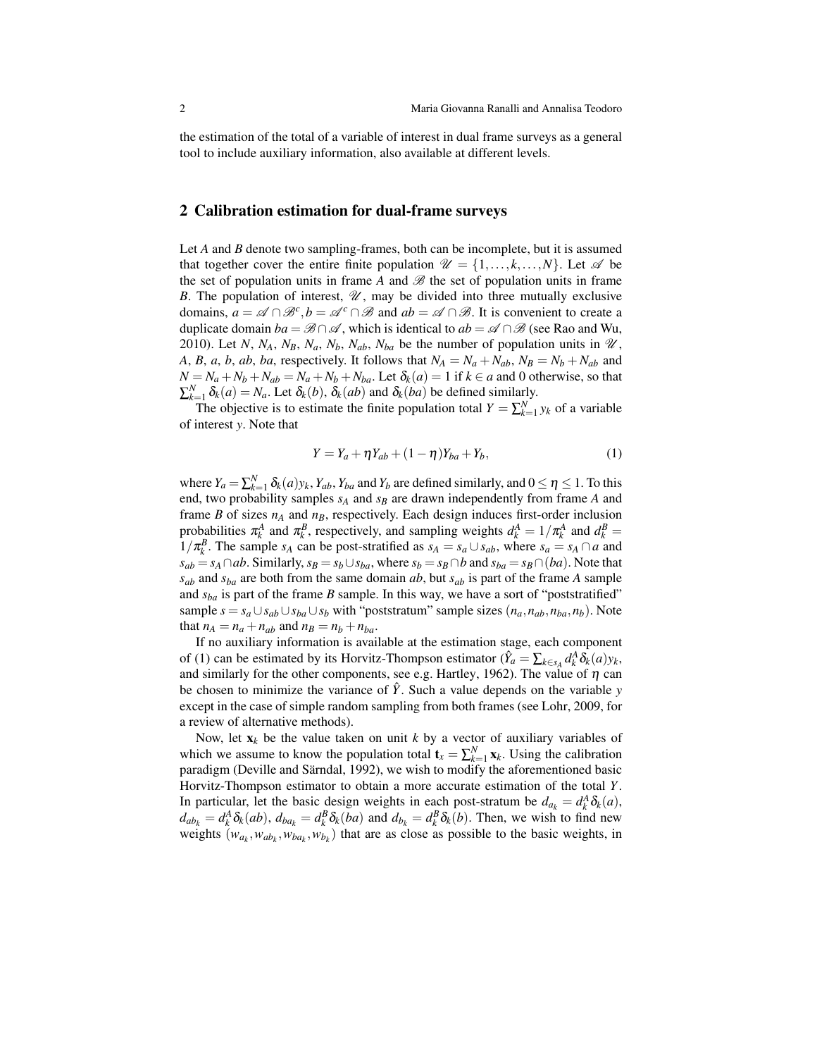the estimation of the total of a variable of interest in dual frame surveys as a general tool to include auxiliary information, also available at different levels.

## 2 Calibration estimation for dual-frame surveys

Let $A$ and $B$ denote two sampling-frames, both can be incomplete, but it is assumed that together cover the entire finite population $\mathscr{U} = \{1, \ldots, k, \ldots, N\}$. Let $\mathscr{A}$ be the set of population units in frame $A$ and $\mathscr{B}$ the set of population units in frame $B$. The population of interest, $\mathscr{U}$, may be divided into three mutually exclusive domains, $a = \mathscr{A} \cap \mathscr{B}^c, b = \mathscr{A}^c \cap \mathscr{B}$ and $ab = \mathscr{A} \cap \mathscr{B}$. It is convenient to create a duplicate domain $ba = \mathscr{B} \cap \mathscr{A}$, which is identical to $ab = \mathscr{A} \cap \mathscr{B}$ (see Rao and Wu, 2010). Let $N$, $N_A$, $N_B$, $N_a$, $N_b$, $N_{ab}$, $N_{ba}$ be the number of population units in $\mathscr{U}$, $A$, $B$, $a$, $b$, $ab$, $ba$, respectively. It follows that $N_A = N_a + N_{ab}$, $N_B = N_b + N_{ab}$ and $N = N_a + N_b + N_{ab} = N_a + N_b + N_{ba}$. Let $\delta_k(a) = 1$ if $k \in a$ and 0 otherwise, so that $\sum_{k=1}^N \delta_k(a) = N_a$. Let $\delta_k(b)$, $\delta_k(ab)$ and $\delta_k(ba)$ be defined similarly.

The objective is to estimate the finite population total $Y = \sum_{k=1}^N y_k$ of a variable of interest $y$. Note that

$$Y = Y_a + \eta Y_{ab} + (1 - \eta) Y_{ba} + Y_b, \tag{1}$$

where $Y_a = \sum_{k=1}^N \delta_k(a) y_k$, $Y_{ab}$, $Y_{ba}$ and $Y_b$ are defined similarly, and $0 \leq \eta \leq 1$. To this end, two probability samples $s_A$ and $s_B$ are drawn independently from frame $A$ and frame $B$ of sizes $n_A$ and $n_B$, respectively. Each design induces first-order inclusion probabilities $\pi_k^A$ and $\pi_k^B$, respectively, and sampling weights $d_k^A = 1/\pi_k^A$ and $d_k^B = 1/\pi_k^B$. The sample $s_A$ can be post-stratified as $s_A = s_a \cup s_{ab}$, where $s_a = s_A \cap a$ and $s_{ab} = s_A \cap ab$. Similarly, $s_B = s_b \cup s_{ba}$, where $s_b = s_B \cap b$ and $s_{ba} = s_B \cap (ba)$. Note that $s_{ab}$ and $s_{ba}$ are both from the same domain $ab$, but $s_{ab}$ is part of the frame $A$ sample and $s_{ba}$ is part of the frame $B$ sample. In this way, we have a sort of "poststratified" sample $s = s_a \cup s_{ab} \cup s_{ba} \cup s_b$ with "poststratum" sample sizes $(n_a, n_{ab}, n_{ba}, n_b)$. Note that $n_A = n_a + n_{ab}$ and $n_B = n_b + n_{ba}$.

If no auxiliary information is available at the estimation stage, each component of (1) can be estimated by its Horvitz-Thompson estimator ($\hat{Y}_a = \sum_{k \in s_A} d_k^A \delta_k(a) y_k$, and similarly for the other components, see e.g. Hartley, 1962). The value of $\eta$ can be chosen to minimize the variance of $\hat{Y}$. Such a value depends on the variable $y$ except in the case of simple random sampling from both frames (see Lohr, 2009, for a review of alternative methods).

Now, let $\mathbf{x}_k$ be the value taken on unit $k$ by a vector of auxiliary variables of which we assume to know the population total $\mathbf{t}_x = \sum_{k=1}^N \mathbf{x}_k$. Using the calibration paradigm (Deville and Särndal, 1992), we wish to modify the aforementioned basic Horvitz-Thompson estimator to obtain a more accurate estimation of the total $Y$. In particular, let the basic design weights in each post-stratum be $d_{a_k} = d_k^A \delta_k(a)$, $d_{ab_k} = d_k^A \delta_k(ab)$, $d_{ba_k} = d_k^B \delta_k(ba)$ and $d_{b_k} = d_k^B \delta_k(b)$. Then, we wish to find new weights $(w_{a_k}, w_{ab_k}, w_{ba_k}, w_{b_k})$ that are as close as possible to the basic weights, in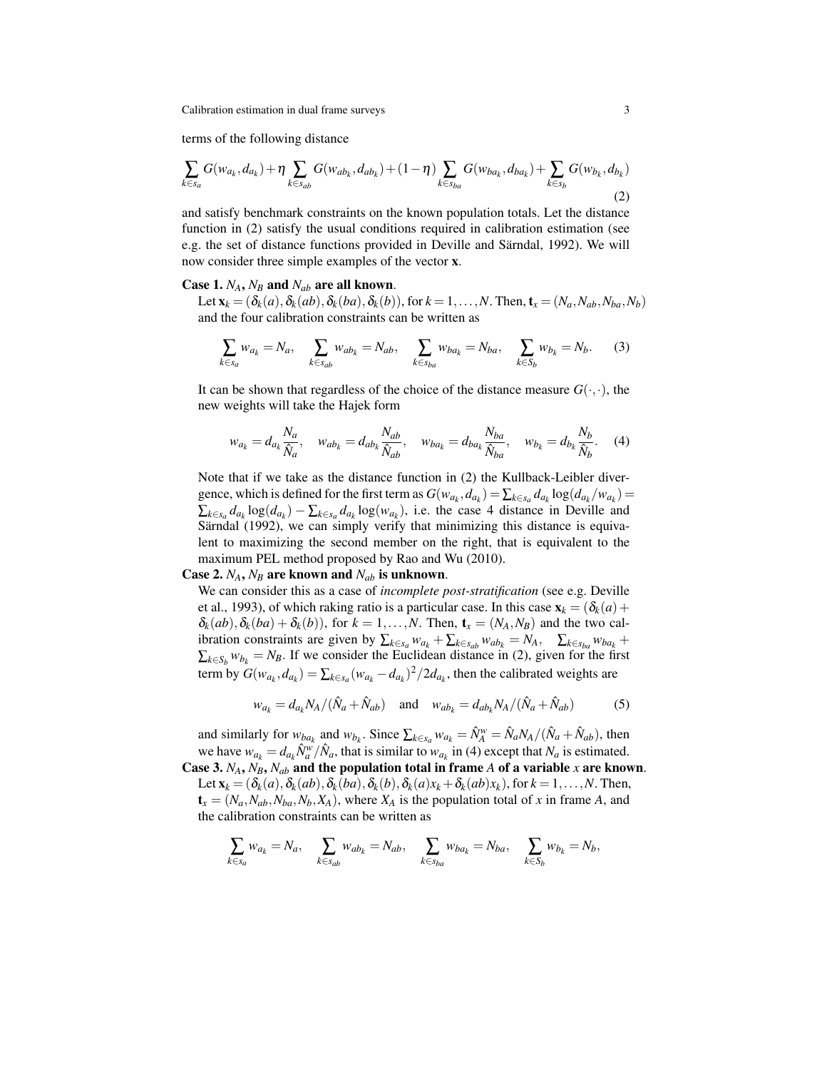terms of the following distance

$$\sum_{k\in s_a} G(w_{a_k}, d_{a_k}) + \eta \sum_{k\in s_{ab}} G(w_{ab_k}, d_{ab_k}) + (1-\eta) \sum_{k\in s_{ba}} G(w_{ba_k}, d_{ba_k}) + \sum_{k\in s_b} G(w_{b_k}, d_{b_k}) \tag{2}$$

and satisfy benchmark constraints on the known population totals. Let the distance function in (2) satisfy the usual conditions required in calibration estimation (see e.g. the set of distance functions provided in Deville and Särndal, 1992). We will now consider three simple examples of the vector $\mathbf{x}$.

**Case 1. $N_A$, $N_B$ and $N_{ab}$ are all known**.

Let $\mathbf{x}_k = (\delta_k(a), \delta_k(ab), \delta_k(ba), \delta_k(b))$, for $k = 1, \ldots, N$. Then, $\mathbf{t}_x = (N_a, N_{ab}, N_{ba}, N_b)$ and the four calibration constraints can be written as

$$\sum_{k\in s_a} w_{a_k} = N_a, \quad \sum_{k\in s_{ab}} w_{ab_k} = N_{ab}, \quad \sum_{k\in s_{ba}} w_{ba_k} = N_{ba}, \quad \sum_{k\in S_b} w_{b_k} = N_b. \tag{3}$$

It can be shown that regardless of the choice of the distance measure $G(\cdot,\cdot)$, the new weights will take the Hajek form

$$w_{a_k} = d_{a_k}\frac{N_a}{\hat{N}_a}, \quad w_{ab_k} = d_{ab_k}\frac{N_{ab}}{\hat{N}_{ab}}, \quad w_{ba_k} = d_{ba_k}\frac{N_{ba}}{\hat{N}_{ba}}, \quad w_{b_k} = d_{b_k}\frac{N_b}{\hat{N}_b}. \tag{4}$$

Note that if we take as the distance function in (2) the Kullback-Leibler divergence, which is defined for the first term as $G(w_{a_k}, d_{a_k}) = \sum_{k\in s_a} d_{a_k}\log(d_{a_k}/w_{a_k}) = \sum_{k\in s_a} d_{a_k}\log(d_{a_k}) - \sum_{k\in s_a} d_{a_k}\log(w_{a_k})$, i.e. the case 4 distance in Deville and Särndal (1992), we can simply verify that minimizing this distance is equivalent to maximizing the second member on the right, that is equivalent to the maximum PEL method proposed by Rao and Wu (2010).

**Case 2. $N_A$, $N_B$ are known and $N_{ab}$ is unknown**.

We can consider this as a case of *incomplete post-stratification* (see e.g. Deville et al., 1993), of which raking ratio is a particular case. In this case $\mathbf{x}_k = (\delta_k(a) + \delta_k(ab), \delta_k(ba) + \delta_k(b))$, for $k = 1, \ldots, N$. Then, $\mathbf{t}_x = (N_A, N_B)$ and the two calibration constraints are given by $\sum_{k\in s_a} w_{a_k} + \sum_{k\in s_{ab}} w_{ab_k} = N_A$, $\sum_{k\in s_{ba}} w_{ba_k} + \sum_{k\in S_b} w_{b_k} = N_B$. If we consider the Euclidean distance in (2), given for the first term by $G(w_{a_k}, d_{a_k}) = \sum_{k\in s_a}(w_{a_k} - d_{a_k})^2/2d_{a_k}$, then the calibrated weights are

$$w_{a_k} = d_{a_k}N_A/(\hat{N}_a + \hat{N}_{ab}) \quad \text{and} \quad w_{ab_k} = d_{ab_k}N_A/(\hat{N}_a + \hat{N}_{ab}) \tag{5}$$

and similarly for $w_{ba_k}$ and $w_{b_k}$. Since $\sum_{k\in s_a} w_{a_k} = \hat{N}_A^w = \hat{N}_a N_A/(\hat{N}_a + \hat{N}_{ab})$, then we have $w_{a_k} = d_{a_k}\hat{N}_a^w/\hat{N}_a$, that is similar to $w_{a_k}$ in (4) except that $N_a$ is estimated.

**Case 3. $N_A$, $N_B$, $N_{ab}$ and the population total in frame $A$ of a variable $x$ are known**.

Let $\mathbf{x}_k = (\delta_k(a), \delta_k(ab), \delta_k(ba), \delta_k(b), \delta_k(a)x_k + \delta_k(ab)x_k)$, for $k = 1, \ldots, N$. Then, $\mathbf{t}_x = (N_a, N_{ab}, N_{ba}, N_b, X_A)$, where $X_A$ is the population total of $x$ in frame $A$, and the calibration constraints can be written as

$$\sum_{k\in s_a} w_{a_k} = N_a, \quad \sum_{k\in s_{ab}} w_{ab_k} = N_{ab}, \quad \sum_{k\in s_{ba}} w_{ba_k} = N_{ba}, \quad \sum_{k\in S_b} w_{b_k} = N_b,$$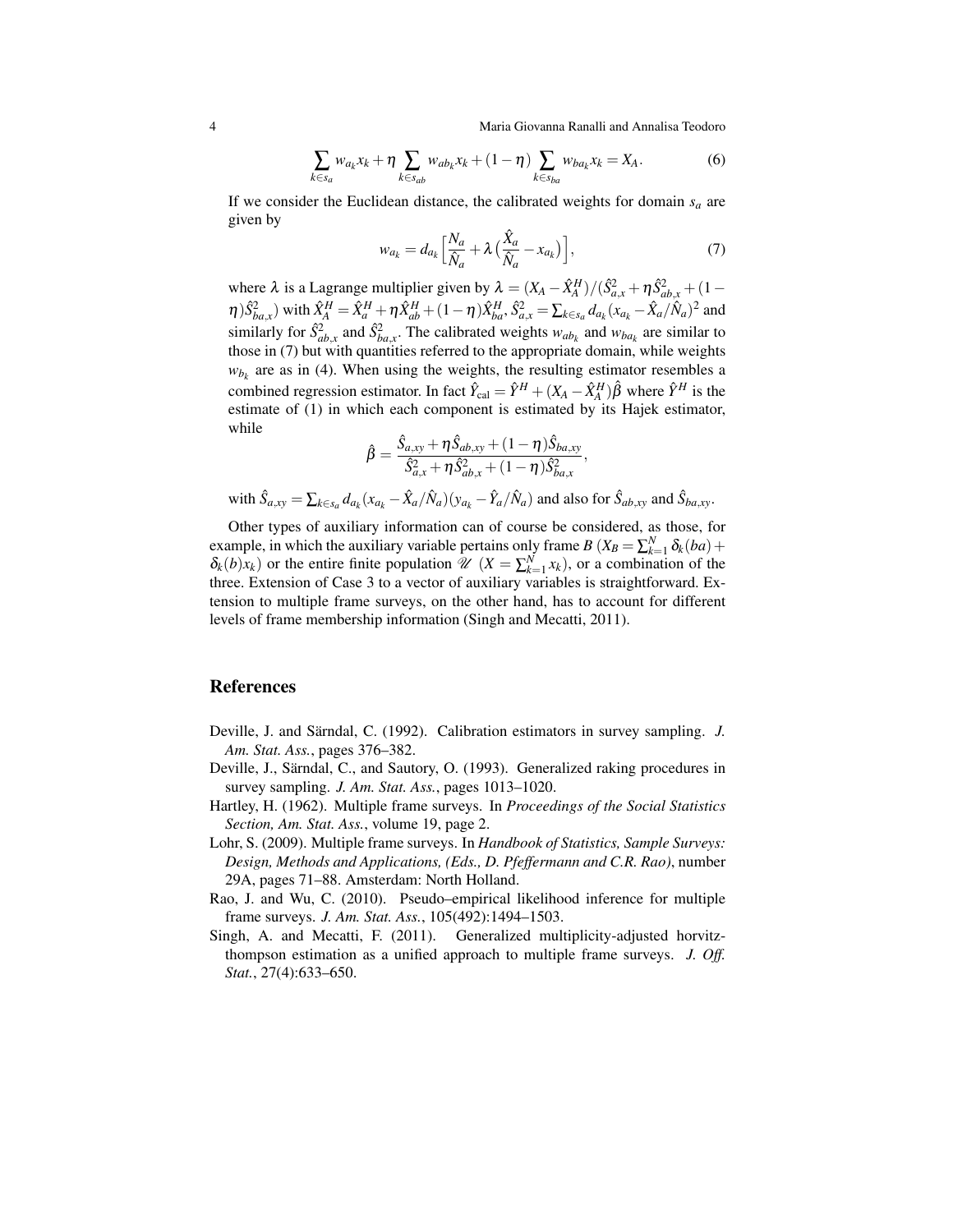$$\sum_{k \in s_a} w_{a_k} x_k + \eta \sum_{k \in s_{ab}} w_{ab_k} x_k + (1-\eta) \sum_{k \in s_{ba}} w_{ba_k} x_k = X_A. \tag{6}$$

If we consider the Euclidean distance, the calibrated weights for domain $s_a$ are given by

$$w_{a_k} = d_{a_k} \Big[ \frac{N_a}{\hat{N}_a} + \lambda \big( \frac{\hat{X}_a}{\hat{N}_a} - x_{a_k} \big) \Big], \tag{7}$$

where $\lambda$ is a Lagrange multiplier given by $\lambda = (X_A - \hat{X}_A^H)/(\hat{S}^2_{a,x} + \eta \hat{S}^2_{ab,x} + (1-\eta)\hat{S}^2_{ba,x})$ with $\hat{X}_A^H = \hat{X}_a^H + \eta \hat{X}_{ab}^H + (1-\eta)\hat{X}_{ba}^H$, $\hat{S}^2_{a,x} = \sum_{k \in s_a} d_{a_k}(x_{a_k} - \hat{X}_a/\hat{N}_a)^2$ and similarly for $\hat{S}^2_{ab,x}$ and $\hat{S}^2_{ba,x}$. The calibrated weights $w_{ab_k}$ and $w_{ba_k}$ are similar to those in (7) but with quantities referred to the appropriate domain, while weights $w_{b_k}$ are as in (4). When using the weights, the resulting estimator resembles a combined regression estimator. In fact $\hat{Y}_{\text{cal}} = \hat{Y}^H + (X_A - \hat{X}_A^H)\hat{\beta}$ where $\hat{Y}^H$ is the estimate of (1) in which each component is estimated by its Hajek estimator, while

$$\hat{\beta} = \frac{\hat{S}_{a,xy} + \eta \hat{S}_{ab,xy} + (1-\eta)\hat{S}_{ba,xy}}{\hat{S}^2_{a,x} + \eta \hat{S}^2_{ab,x} + (1-\eta)\hat{S}^2_{ba,x}},$$

with $\hat{S}_{a,xy} = \sum_{k \in s_a} d_{a_k}(x_{a_k} - \hat{X}_a/\hat{N}_a)(y_{a_k} - \hat{Y}_a/\hat{N}_a)$ and also for $\hat{S}_{ab,xy}$ and $\hat{S}_{ba,xy}$.

Other types of auxiliary information can of course be considered, as those, for example, in which the auxiliary variable pertains only frame $B$ ($X_B = \sum_{k=1}^N \delta_k(ba) + \delta_k(b)x_k$) or the entire finite population $\mathscr{U}$ ($X = \sum_{k=1}^N x_k$), or a combination of the three. Extension of Case 3 to a vector of auxiliary variables is straightforward. Extension to multiple frame surveys, on the other hand, has to account for different levels of frame membership information (Singh and Mecatti, 2011).

## References

Deville, J. and Särndal, C. (1992). Calibration estimators in survey sampling. *J. Am. Stat. Ass.*, pages 376–382.

Deville, J., Särndal, C., and Sautory, O. (1993). Generalized raking procedures in survey sampling. *J. Am. Stat. Ass.*, pages 1013–1020.

Hartley, H. (1962). Multiple frame surveys. In *Proceedings of the Social Statistics Section, Am. Stat. Ass.*, volume 19, page 2.

Lohr, S. (2009). Multiple frame surveys. In *Handbook of Statistics, Sample Surveys: Design, Methods and Applications, (Eds., D. Pfeffermann and C.R. Rao)*, number 29A, pages 71–88. Amsterdam: North Holland.

Rao, J. and Wu, C. (2010). Pseudo–empirical likelihood inference for multiple frame surveys. *J. Am. Stat. Ass.*, 105(492):1494–1503.

Singh, A. and Mecatti, F. (2011). Generalized multiplicity-adjusted horvitz-thompson estimation as a unified approach to multiple frame surveys. *J. Off. Stat.*, 27(4):633–650.